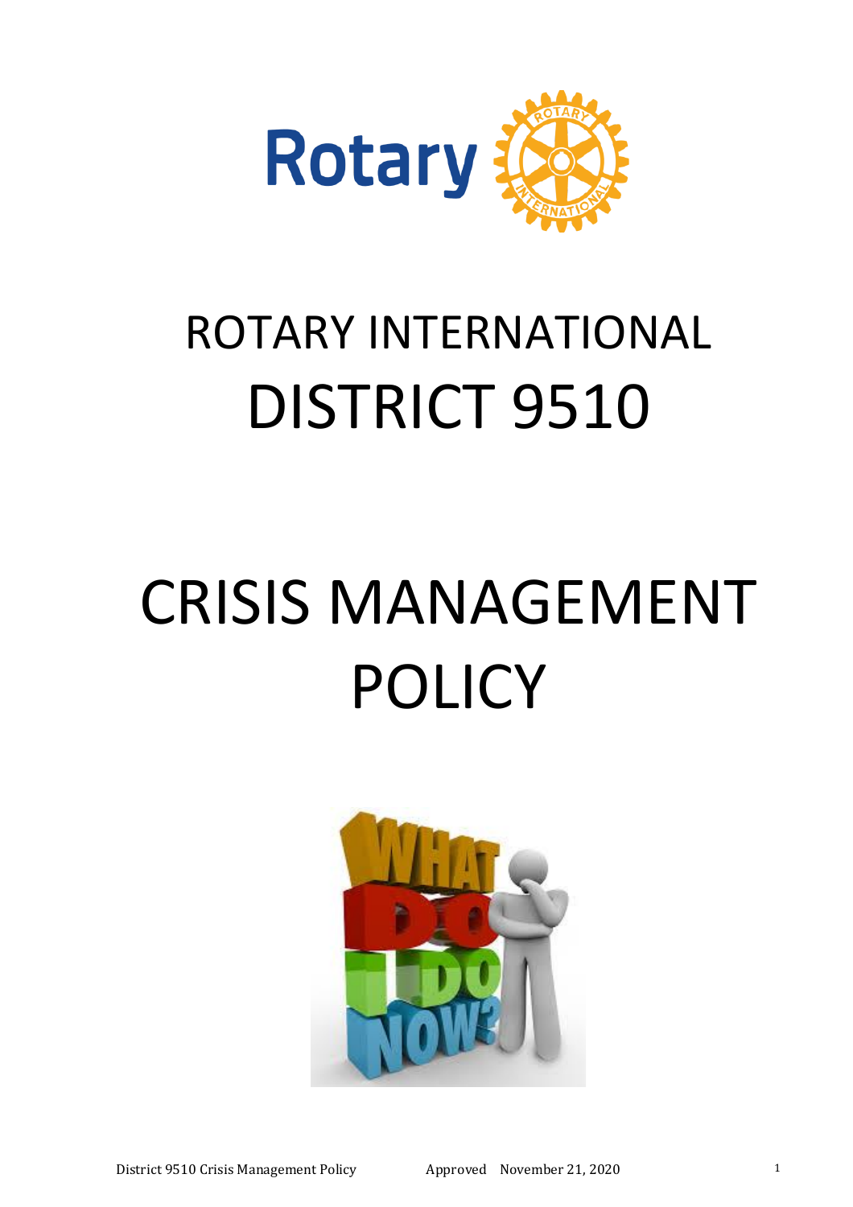# ROTARY INTERNATIONAL
# DISTRICT 9510

# CRISIS MANAGEMENT POLICY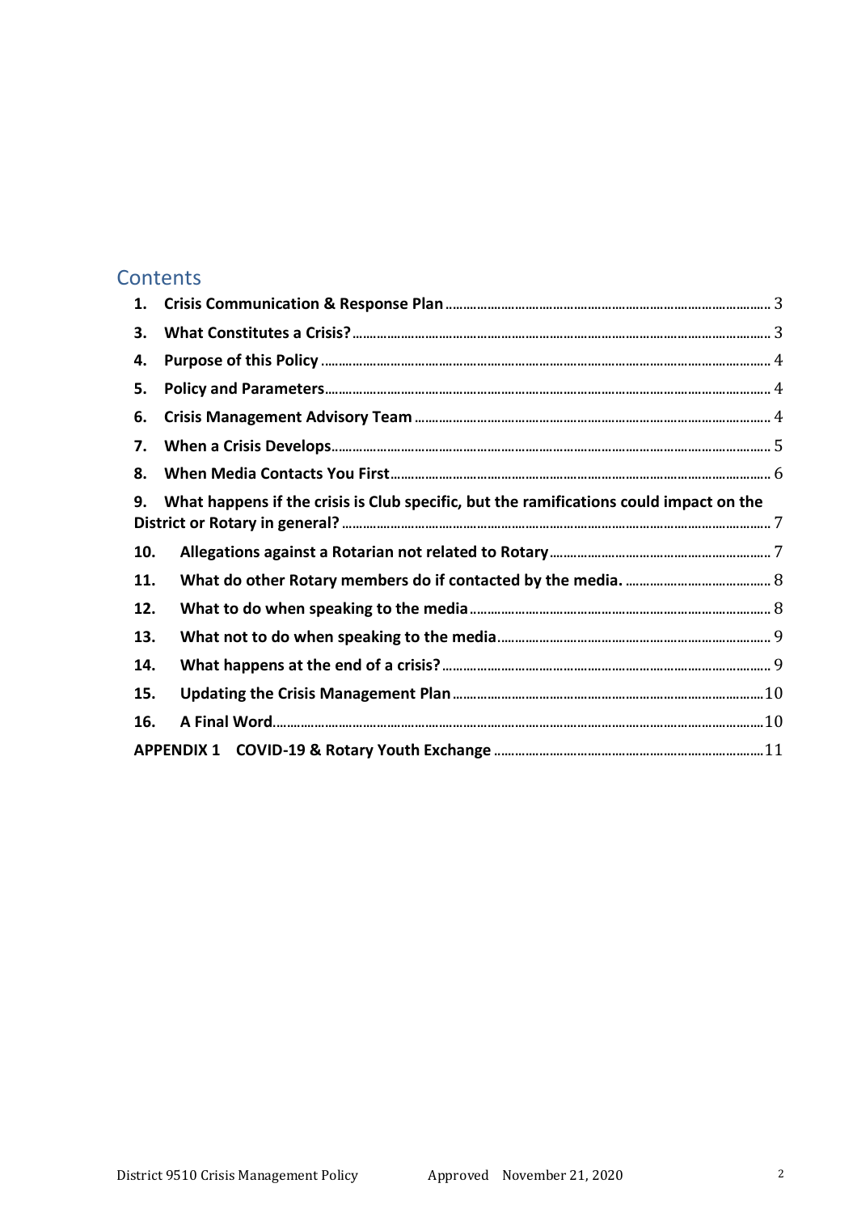# Contents

| | | |
|---|---|---|
| **1.** | **Crisis Communication & Response Plan** | 3 |
| **3.** | **What Constitutes a Crisis?** | 3 |
| **4.** | **Purpose of this Policy** | 4 |
| **5.** | **Policy and Parameters** | 4 |
| **6.** | **Crisis Management Advisory Team** | 4 |
| **7.** | **When a Crisis Develops** | 5 |
| **8.** | **When Media Contacts You First** | 6 |
| **9.** | **What happens if the crisis is Club specific, but the ramifications could impact on the District or Rotary in general?** | 7 |
| **10.** | **Allegations against a Rotarian not related to Rotary** | 7 |
| **11.** | **What do other Rotary members do if contacted by the media.** | 8 |
| **12.** | **What to do when speaking to the media** | 8 |
| **13.** | **What not to do when speaking to the media** | 9 |
| **14.** | **What happens at the end of a crisis?** | 9 |
| **15.** | **Updating the Crisis Management Plan** | 10 |
| **16.** | **A Final Word** | 10 |
| **APPENDIX 1** | **COVID-19 & Rotary Youth Exchange** | 11 |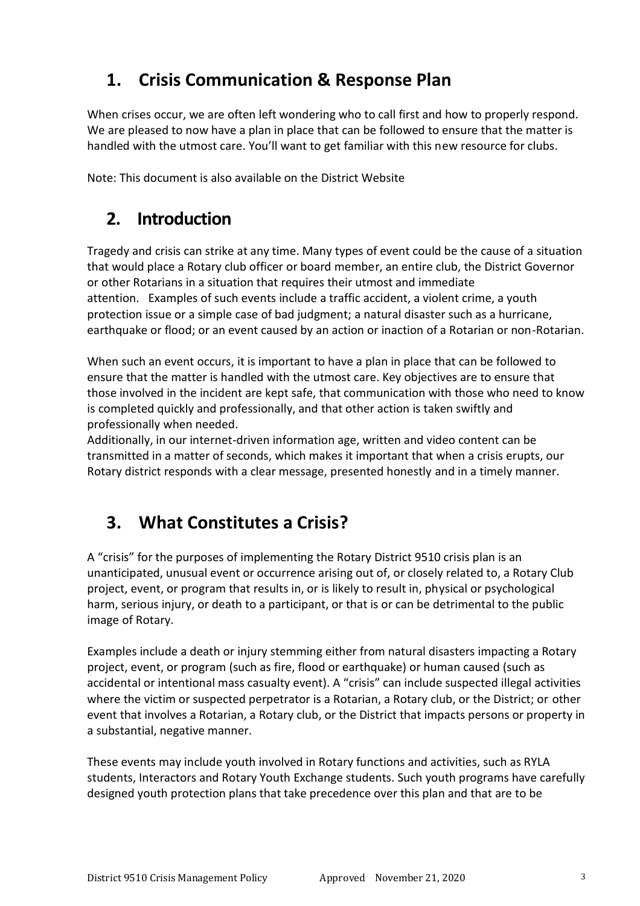## 1. Crisis Communication & Response Plan

When crises occur, we are often left wondering who to call first and how to properly respond. We are pleased to now have a plan in place that can be followed to ensure that the matter is handled with the utmost care. You'll want to get familiar with this new resource for clubs.

Note: This document is also available on the District Website

## 2. Introduction

Tragedy and crisis can strike at any time. Many types of event could be the cause of a situation that would place a Rotary club officer or board member, an entire club, the District Governor or other Rotarians in a situation that requires their utmost and immediate attention. Examples of such events include a traffic accident, a violent crime, a youth protection issue or a simple case of bad judgment; a natural disaster such as a hurricane, earthquake or flood; or an event caused by an action or inaction of a Rotarian or non-Rotarian.

When such an event occurs, it is important to have a plan in place that can be followed to ensure that the matter is handled with the utmost care. Key objectives are to ensure that those involved in the incident are kept safe, that communication with those who need to know is completed quickly and professionally, and that other action is taken swiftly and professionally when needed.
Additionally, in our internet-driven information age, written and video content can be transmitted in a matter of seconds, which makes it important that when a crisis erupts, our Rotary district responds with a clear message, presented honestly and in a timely manner.

## 3. What Constitutes a Crisis?

A "crisis" for the purposes of implementing the Rotary District 9510 crisis plan is an unanticipated, unusual event or occurrence arising out of, or closely related to, a Rotary Club project, event, or program that results in, or is likely to result in, physical or psychological harm, serious injury, or death to a participant, or that is or can be detrimental to the public image of Rotary.

Examples include a death or injury stemming either from natural disasters impacting a Rotary project, event, or program (such as fire, flood or earthquake) or human caused (such as accidental or intentional mass casualty event). A "crisis" can include suspected illegal activities where the victim or suspected perpetrator is a Rotarian, a Rotary club, or the District; or other event that involves a Rotarian, a Rotary club, or the District that impacts persons or property in a substantial, negative manner.

These events may include youth involved in Rotary functions and activities, such as RYLA students, Interactors and Rotary Youth Exchange students. Such youth programs have carefully designed youth protection plans that take precedence over this plan and that are to be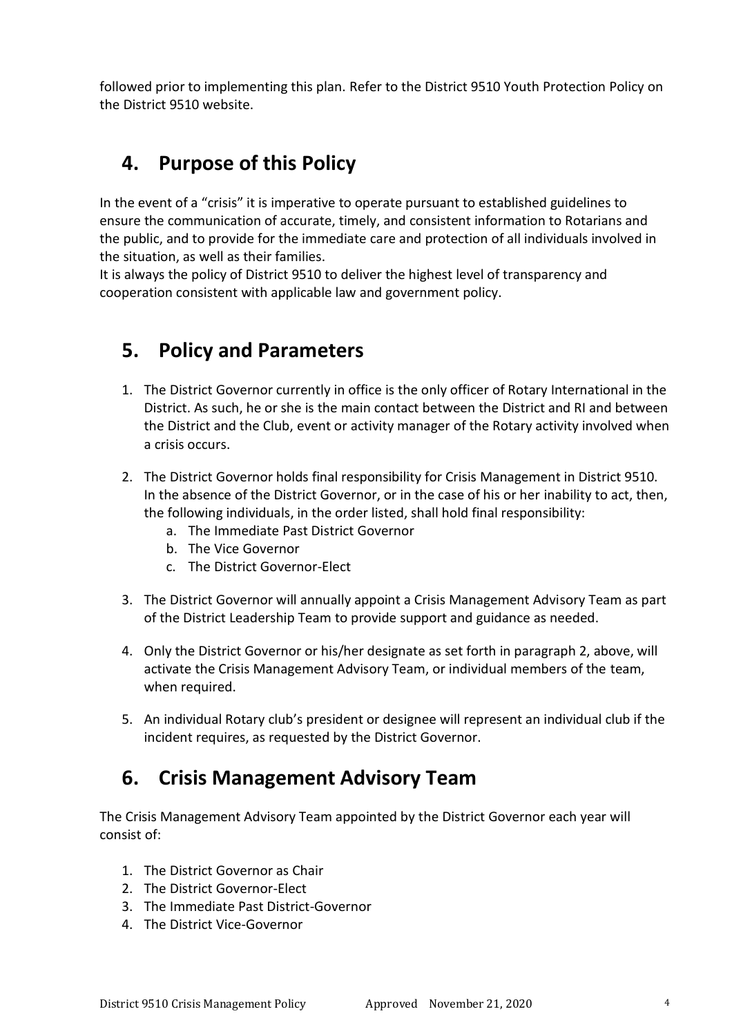followed prior to implementing this plan. Refer to the District 9510 Youth Protection Policy on the District 9510 website.

## 4. Purpose of this Policy

In the event of a "crisis" it is imperative to operate pursuant to established guidelines to ensure the communication of accurate, timely, and consistent information to Rotarians and the public, and to provide for the immediate care and protection of all individuals involved in the situation, as well as their families.
It is always the policy of District 9510 to deliver the highest level of transparency and cooperation consistent with applicable law and government policy.

## 5. Policy and Parameters

1. The District Governor currently in office is the only officer of Rotary International in the District. As such, he or she is the main contact between the District and RI and between the District and the Club, event or activity manager of the Rotary activity involved when a crisis occurs.

2. The District Governor holds final responsibility for Crisis Management in District 9510. In the absence of the District Governor, or in the case of his or her inability to act, then, the following individuals, in the order listed, shall hold final responsibility:
   a. The Immediate Past District Governor
   b. The Vice Governor
   c. The District Governor-Elect

3. The District Governor will annually appoint a Crisis Management Advisory Team as part of the District Leadership Team to provide support and guidance as needed.

4. Only the District Governor or his/her designate as set forth in paragraph 2, above, will activate the Crisis Management Advisory Team, or individual members of the team, when required.

5. An individual Rotary club's president or designee will represent an individual club if the incident requires, as requested by the District Governor.

## 6. Crisis Management Advisory Team

The Crisis Management Advisory Team appointed by the District Governor each year will consist of:

1. The District Governor as Chair
2. The District Governor-Elect
3. The Immediate Past District-Governor
4. The District Vice-Governor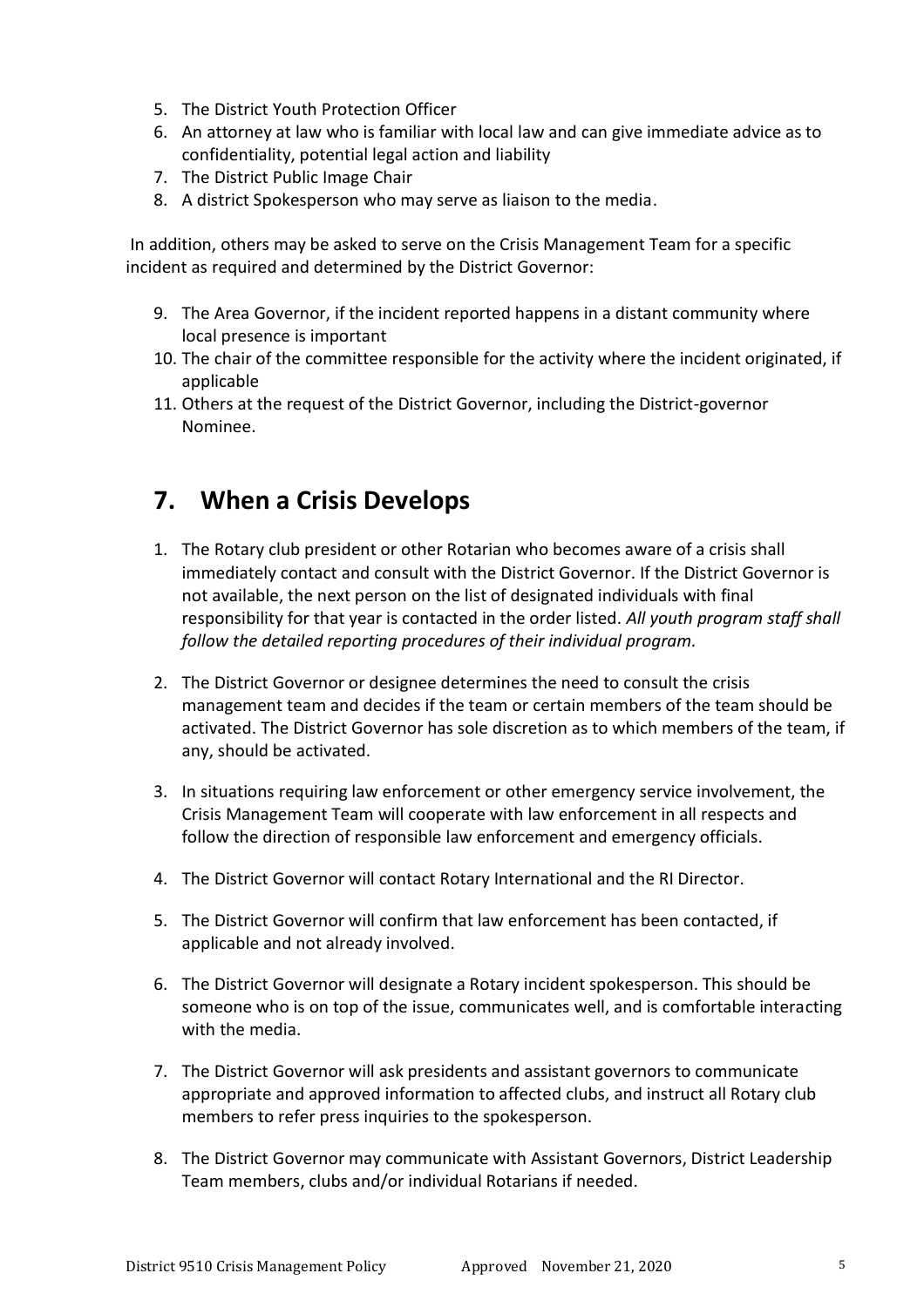5. The District Youth Protection Officer
6. An attorney at law who is familiar with local law and can give immediate advice as to confidentiality, potential legal action and liability
7. The District Public Image Chair
8. A district Spokesperson who may serve as liaison to the media.

In addition, others may be asked to serve on the Crisis Management Team for a specific incident as required and determined by the District Governor:

9. The Area Governor, if the incident reported happens in a distant community where local presence is important
10. The chair of the committee responsible for the activity where the incident originated, if applicable
11. Others at the request of the District Governor, including the District-governor Nominee.

## 7. When a Crisis Develops

1. The Rotary club president or other Rotarian who becomes aware of a crisis shall immediately contact and consult with the District Governor. If the District Governor is not available, the next person on the list of designated individuals with final responsibility for that year is contacted in the order listed. *All youth program staff shall follow the detailed reporting procedures of their individual program.*

2. The District Governor or designee determines the need to consult the crisis management team and decides if the team or certain members of the team should be activated. The District Governor has sole discretion as to which members of the team, if any, should be activated.

3. In situations requiring law enforcement or other emergency service involvement, the Crisis Management Team will cooperate with law enforcement in all respects and follow the direction of responsible law enforcement and emergency officials.

4. The District Governor will contact Rotary International and the RI Director.

5. The District Governor will confirm that law enforcement has been contacted, if applicable and not already involved.

6. The District Governor will designate a Rotary incident spokesperson. This should be someone who is on top of the issue, communicates well, and is comfortable interacting with the media.

7. The District Governor will ask presidents and assistant governors to communicate appropriate and approved information to affected clubs, and instruct all Rotary club members to refer press inquiries to the spokesperson.

8. The District Governor may communicate with Assistant Governors, District Leadership Team members, clubs and/or individual Rotarians if needed.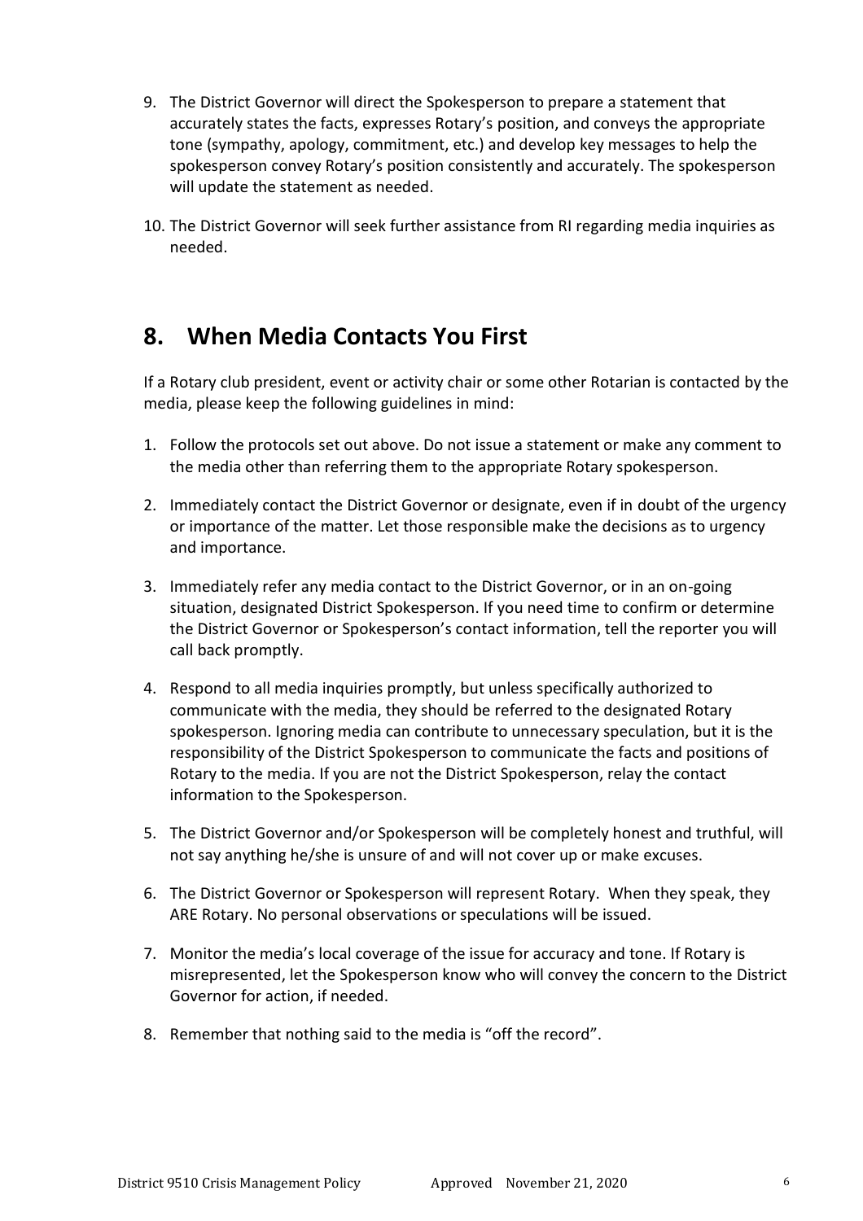9. The District Governor will direct the Spokesperson to prepare a statement that accurately states the facts, expresses Rotary's position, and conveys the appropriate tone (sympathy, apology, commitment, etc.) and develop key messages to help the spokesperson convey Rotary's position consistently and accurately. The spokesperson will update the statement as needed.

10. The District Governor will seek further assistance from RI regarding media inquiries as needed.

## 8. When Media Contacts You First

If a Rotary club president, event or activity chair or some other Rotarian is contacted by the media, please keep the following guidelines in mind:

1. Follow the protocols set out above. Do not issue a statement or make any comment to the media other than referring them to the appropriate Rotary spokesperson.

2. Immediately contact the District Governor or designate, even if in doubt of the urgency or importance of the matter. Let those responsible make the decisions as to urgency and importance.

3. Immediately refer any media contact to the District Governor, or in an on-going situation, designated District Spokesperson. If you need time to confirm or determine the District Governor or Spokesperson's contact information, tell the reporter you will call back promptly.

4. Respond to all media inquiries promptly, but unless specifically authorized to communicate with the media, they should be referred to the designated Rotary spokesperson. Ignoring media can contribute to unnecessary speculation, but it is the responsibility of the District Spokesperson to communicate the facts and positions of Rotary to the media. If you are not the District Spokesperson, relay the contact information to the Spokesperson.

5. The District Governor and/or Spokesperson will be completely honest and truthful, will not say anything he/she is unsure of and will not cover up or make excuses.

6. The District Governor or Spokesperson will represent Rotary. When they speak, they ARE Rotary. No personal observations or speculations will be issued.

7. Monitor the media's local coverage of the issue for accuracy and tone. If Rotary is misrepresented, let the Spokesperson know who will convey the concern to the District Governor for action, if needed.

8. Remember that nothing said to the media is "off the record".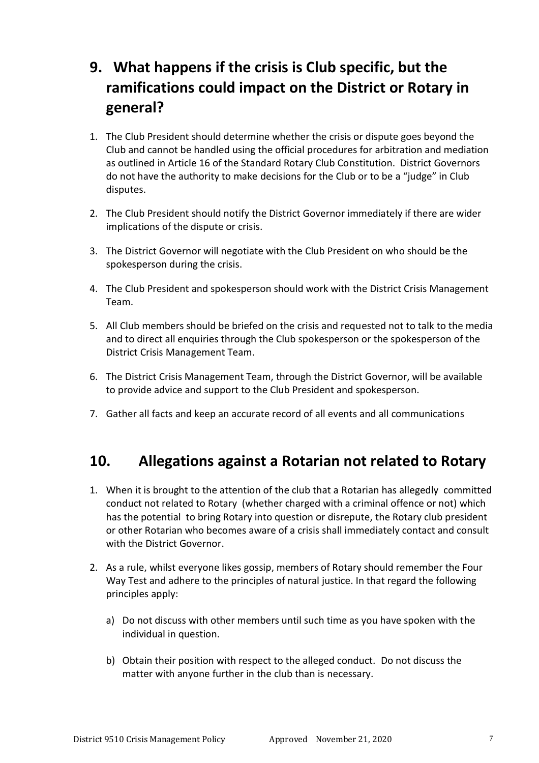## 9. What happens if the crisis is Club specific, but the ramifications could impact on the District or Rotary in general?

1. The Club President should determine whether the crisis or dispute goes beyond the Club and cannot be handled using the official procedures for arbitration and mediation as outlined in Article 16 of the Standard Rotary Club Constitution. District Governors do not have the authority to make decisions for the Club or to be a "judge" in Club disputes.

2. The Club President should notify the District Governor immediately if there are wider implications of the dispute or crisis.

3. The District Governor will negotiate with the Club President on who should be the spokesperson during the crisis.

4. The Club President and spokesperson should work with the District Crisis Management Team.

5. All Club members should be briefed on the crisis and requested not to talk to the media and to direct all enquiries through the Club spokesperson or the spokesperson of the District Crisis Management Team.

6. The District Crisis Management Team, through the District Governor, will be available to provide advice and support to the Club President and spokesperson.

7. Gather all facts and keep an accurate record of all events and all communications

## 10. Allegations against a Rotarian not related to Rotary

1. When it is brought to the attention of the club that a Rotarian has allegedly committed conduct not related to Rotary (whether charged with a criminal offence or not) which has the potential to bring Rotary into question or disrepute, the Rotary club president or other Rotarian who becomes aware of a crisis shall immediately contact and consult with the District Governor.

2. As a rule, whilst everyone likes gossip, members of Rotary should remember the Four Way Test and adhere to the principles of natural justice. In that regard the following principles apply:

   a) Do not discuss with other members until such time as you have spoken with the individual in question.

   b) Obtain their position with respect to the alleged conduct. Do not discuss the matter with anyone further in the club than is necessary.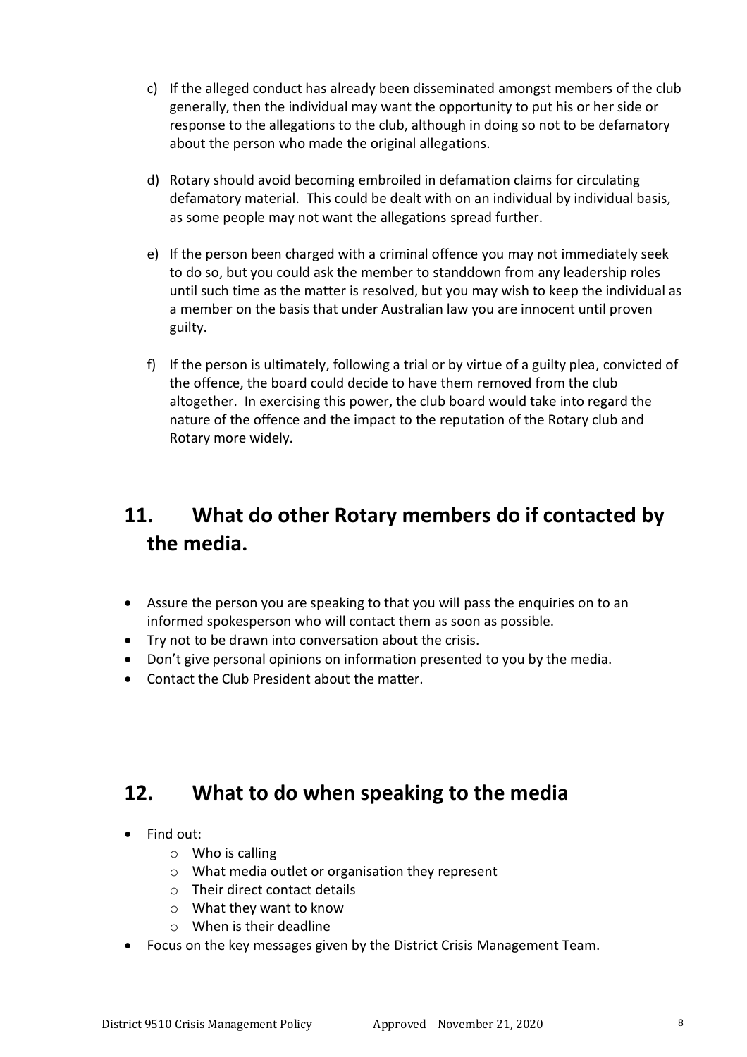c) If the alleged conduct has already been disseminated amongst members of the club generally, then the individual may want the opportunity to put his or her side or response to the allegations to the club, although in doing so not to be defamatory about the person who made the original allegations.

d) Rotary should avoid becoming embroiled in defamation claims for circulating defamatory material. This could be dealt with on an individual by individual basis, as some people may not want the allegations spread further.

e) If the person been charged with a criminal offence you may not immediately seek to do so, but you could ask the member to standdown from any leadership roles until such time as the matter is resolved, but you may wish to keep the individual as a member on the basis that under Australian law you are innocent until proven guilty.

f) If the person is ultimately, following a trial or by virtue of a guilty plea, convicted of the offence, the board could decide to have them removed from the club altogether. In exercising this power, the club board would take into regard the nature of the offence and the impact to the reputation of the Rotary club and Rotary more widely.

## 11. What do other Rotary members do if contacted by the media.

- Assure the person you are speaking to that you will pass the enquiries on to an informed spokesperson who will contact them as soon as possible.
- Try not to be drawn into conversation about the crisis.
- Don't give personal opinions on information presented to you by the media.
- Contact the Club President about the matter.

## 12. What to do when speaking to the media

- Find out:
  - Who is calling
  - What media outlet or organisation they represent
  - Their direct contact details
  - What they want to know
  - When is their deadline
- Focus on the key messages given by the District Crisis Management Team.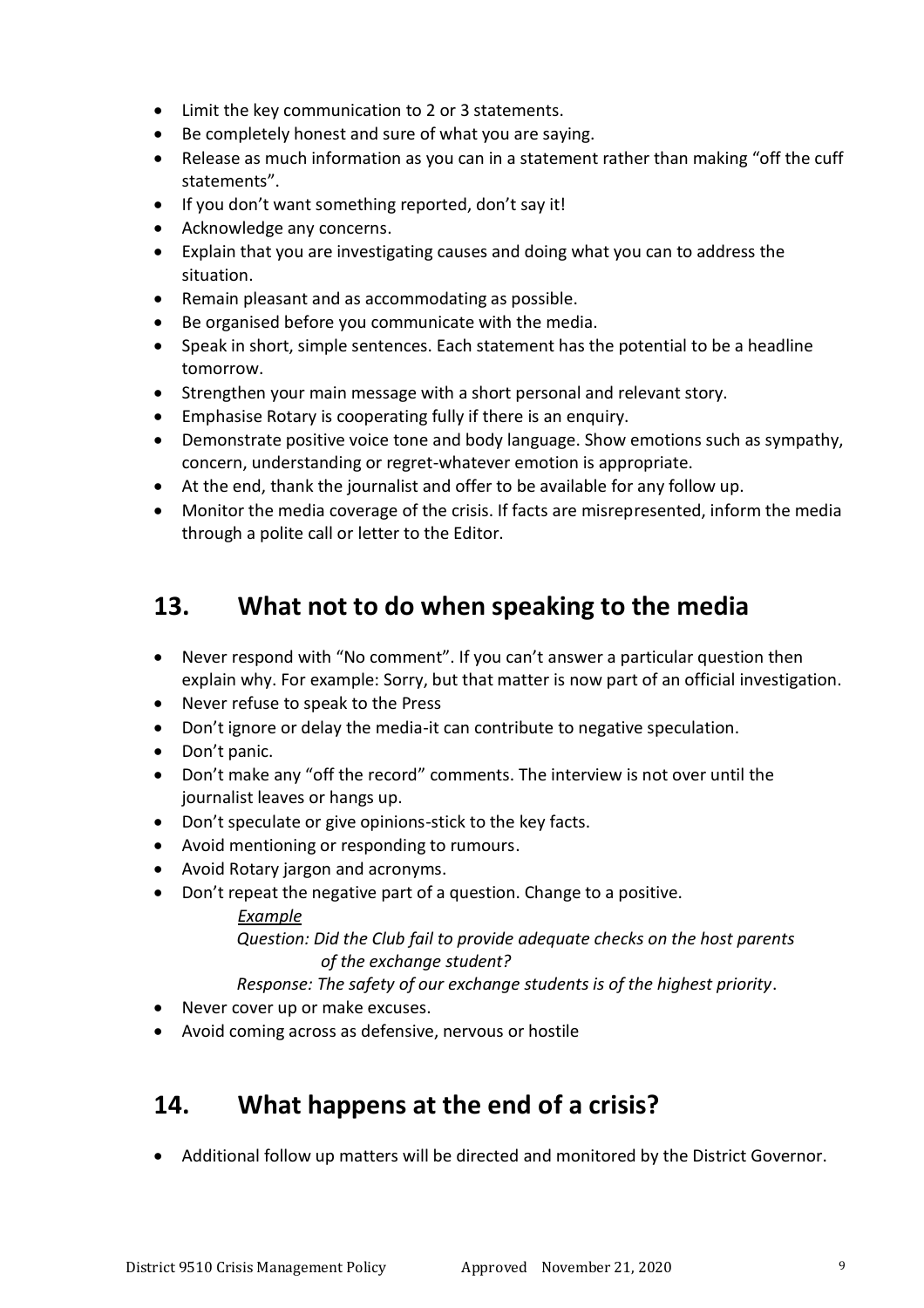- Limit the key communication to 2 or 3 statements.
- Be completely honest and sure of what you are saying.
- Release as much information as you can in a statement rather than making "off the cuff statements".
- If you don't want something reported, don't say it!
- Acknowledge any concerns.
- Explain that you are investigating causes and doing what you can to address the situation.
- Remain pleasant and as accommodating as possible.
- Be organised before you communicate with the media.
- Speak in short, simple sentences. Each statement has the potential to be a headline tomorrow.
- Strengthen your main message with a short personal and relevant story.
- Emphasise Rotary is cooperating fully if there is an enquiry.
- Demonstrate positive voice tone and body language. Show emotions such as sympathy, concern, understanding or regret-whatever emotion is appropriate.
- At the end, thank the journalist and offer to be available for any follow up.
- Monitor the media coverage of the crisis. If facts are misrepresented, inform the media through a polite call or letter to the Editor.

## 13. What not to do when speaking to the media

- Never respond with "No comment". If you can't answer a particular question then explain why. For example: Sorry, but that matter is now part of an official investigation.
- Never refuse to speak to the Press
- Don't ignore or delay the media-it can contribute to negative speculation.
- Don't panic.
- Don't make any "off the record" comments. The interview is not over until the journalist leaves or hangs up.
- Don't speculate or give opinions-stick to the key facts.
- Avoid mentioning or responding to rumours.
- Avoid Rotary jargon and acronyms.
- Don't repeat the negative part of a question. Change to a positive.

  *<u>Example</u>*

  *Question: Did the Club fail to provide adequate checks on the host parents of the exchange student?*

  *Response: The safety of our exchange students is of the highest priority*.
- Never cover up or make excuses.
- Avoid coming across as defensive, nervous or hostile

## 14. What happens at the end of a crisis?

- Additional follow up matters will be directed and monitored by the District Governor.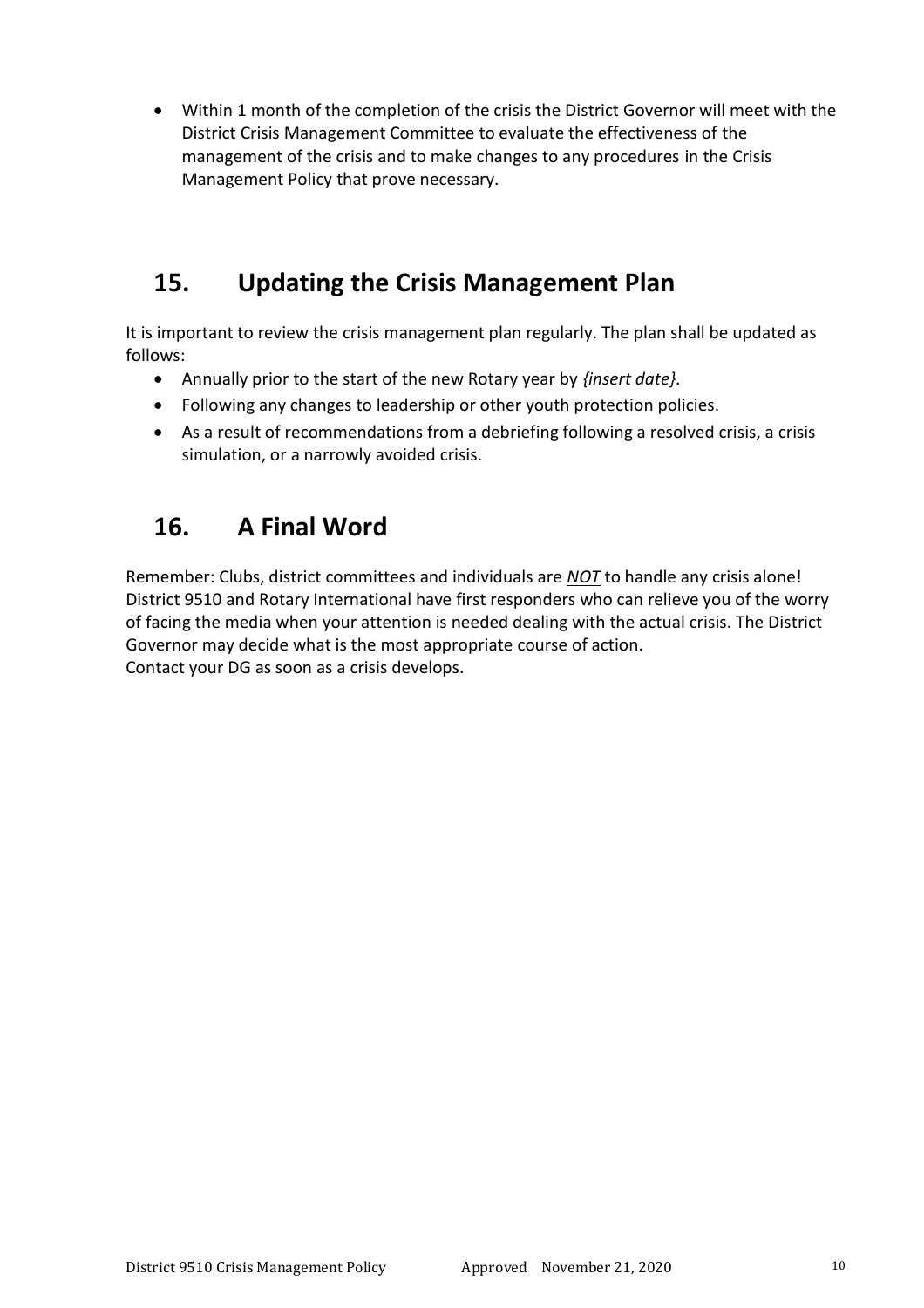- Within 1 month of the completion of the crisis the District Governor will meet with the District Crisis Management Committee to evaluate the effectiveness of the management of the crisis and to make changes to any procedures in the Crisis Management Policy that prove necessary.

## 15. Updating the Crisis Management Plan

It is important to review the crisis management plan regularly. The plan shall be updated as follows:

- Annually prior to the start of the new Rotary year by *{insert date}*.
- Following any changes to leadership or other youth protection policies.
- As a result of recommendations from a debriefing following a resolved crisis, a crisis simulation, or a narrowly avoided crisis.

## 16. A Final Word

Remember: Clubs, district committees and individuals are ***NOT*** to handle any crisis alone! District 9510 and Rotary International have first responders who can relieve you of the worry of facing the media when your attention is needed dealing with the actual crisis. The District Governor may decide what is the most appropriate course of action.
Contact your DG as soon as a crisis develops.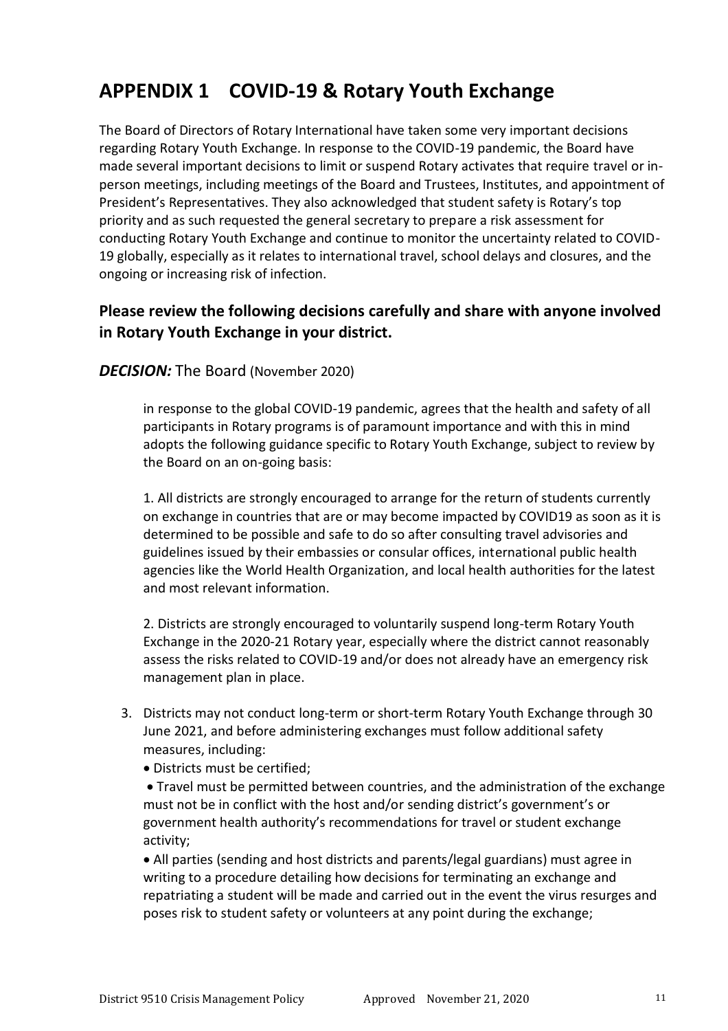## APPENDIX 1 COVID-19 & Rotary Youth Exchange

The Board of Directors of Rotary International have taken some very important decisions regarding Rotary Youth Exchange. In response to the COVID-19 pandemic, the Board have made several important decisions to limit or suspend Rotary activates that require travel or in-person meetings, including meetings of the Board and Trustees, Institutes, and appointment of President's Representatives. They also acknowledged that student safety is Rotary's top priority and as such requested the general secretary to prepare a risk assessment for conducting Rotary Youth Exchange and continue to monitor the uncertainty related to COVID-19 globally, especially as it relates to international travel, school delays and closures, and the ongoing or increasing risk of infection.

### Please review the following decisions carefully and share with anyone involved in Rotary Youth Exchange in your district.

***DECISION:*** The Board (November 2020)

> in response to the global COVID-19 pandemic, agrees that the health and safety of all participants in Rotary programs is of paramount importance and with this in mind adopts the following guidance specific to Rotary Youth Exchange, subject to review by the Board on an on-going basis:
>
> 1. All districts are strongly encouraged to arrange for the return of students currently on exchange in countries that are or may become impacted by COVID19 as soon as it is determined to be possible and safe to do so after consulting travel advisories and guidelines issued by their embassies or consular offices, international public health agencies like the World Health Organization, and local health authorities for the latest and most relevant information.
>
> 2. Districts are strongly encouraged to voluntarily suspend long-term Rotary Youth Exchange in the 2020-21 Rotary year, especially where the district cannot reasonably assess the risks related to COVID-19 and/or does not already have an emergency risk management plan in place.

3. Districts may not conduct long-term or short-term Rotary Youth Exchange through 30 June 2021, and before administering exchanges must follow additional safety measures, including:
   - Districts must be certified;
   - Travel must be permitted between countries, and the administration of the exchange must not be in conflict with the host and/or sending district's government's or government health authority's recommendations for travel or student exchange activity;
   - All parties (sending and host districts and parents/legal guardians) must agree in writing to a procedure detailing how decisions for terminating an exchange and repatriating a student will be made and carried out in the event the virus resurges and poses risk to student safety or volunteers at any point during the exchange;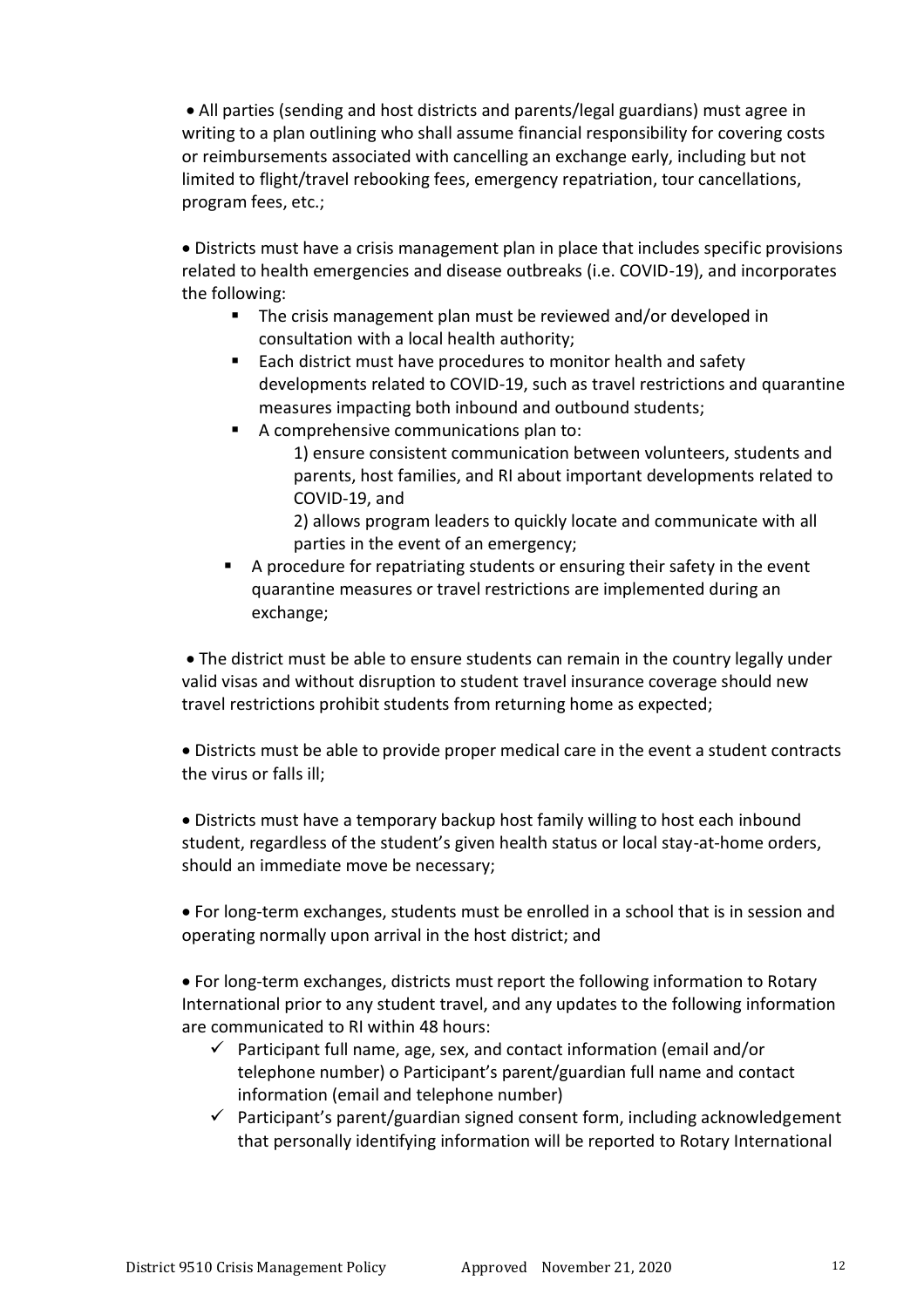- All parties (sending and host districts and parents/legal guardians) must agree in writing to a plan outlining who shall assume financial responsibility for covering costs or reimbursements associated with cancelling an exchange early, including but not limited to flight/travel rebooking fees, emergency repatriation, tour cancellations, program fees, etc.;

- Districts must have a crisis management plan in place that includes specific provisions related to health emergencies and disease outbreaks (i.e. COVID-19), and incorporates the following:
  - The crisis management plan must be reviewed and/or developed in consultation with a local health authority;
  - Each district must have procedures to monitor health and safety developments related to COVID-19, such as travel restrictions and quarantine measures impacting both inbound and outbound students;
  - A comprehensive communications plan to:

    1) ensure consistent communication between volunteers, students and parents, host families, and RI about important developments related to COVID-19, and

    2) allows program leaders to quickly locate and communicate with all parties in the event of an emergency;
  - A procedure for repatriating students or ensuring their safety in the event quarantine measures or travel restrictions are implemented during an exchange;

- The district must be able to ensure students can remain in the country legally under valid visas and without disruption to student travel insurance coverage should new travel restrictions prohibit students from returning home as expected;

- Districts must be able to provide proper medical care in the event a student contracts the virus or falls ill;

- Districts must have a temporary backup host family willing to host each inbound student, regardless of the student's given health status or local stay-at-home orders, should an immediate move be necessary;

- For long-term exchanges, students must be enrolled in a school that is in session and operating normally upon arrival in the host district; and

- For long-term exchanges, districts must report the following information to Rotary International prior to any student travel, and any updates to the following information are communicated to RI within 48 hours:
  - ✓ Participant full name, age, sex, and contact information (email and/or telephone number) o Participant's parent/guardian full name and contact information (email and telephone number)
  - ✓ Participant's parent/guardian signed consent form, including acknowledgement that personally identifying information will be reported to Rotary International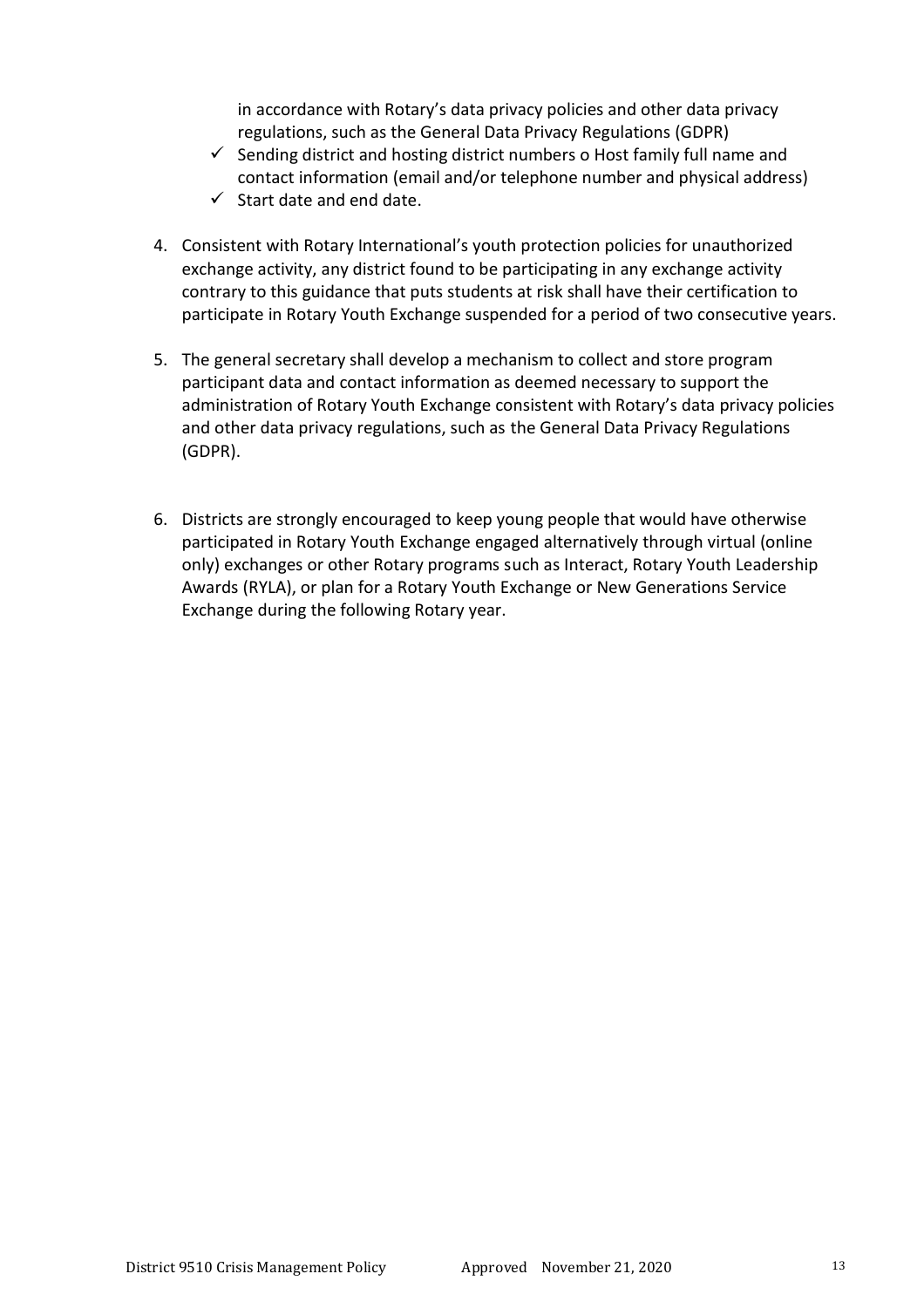in accordance with Rotary's data privacy policies and other data privacy regulations, such as the General Data Privacy Regulations (GDPR)

- ✓ Sending district and hosting district numbers o Host family full name and contact information (email and/or telephone number and physical address)
- ✓ Start date and end date.

4. Consistent with Rotary International's youth protection policies for unauthorized exchange activity, any district found to be participating in any exchange activity contrary to this guidance that puts students at risk shall have their certification to participate in Rotary Youth Exchange suspended for a period of two consecutive years.

5. The general secretary shall develop a mechanism to collect and store program participant data and contact information as deemed necessary to support the administration of Rotary Youth Exchange consistent with Rotary's data privacy policies and other data privacy regulations, such as the General Data Privacy Regulations (GDPR).

6. Districts are strongly encouraged to keep young people that would have otherwise participated in Rotary Youth Exchange engaged alternatively through virtual (online only) exchanges or other Rotary programs such as Interact, Rotary Youth Leadership Awards (RYLA), or plan for a Rotary Youth Exchange or New Generations Service Exchange during the following Rotary year.